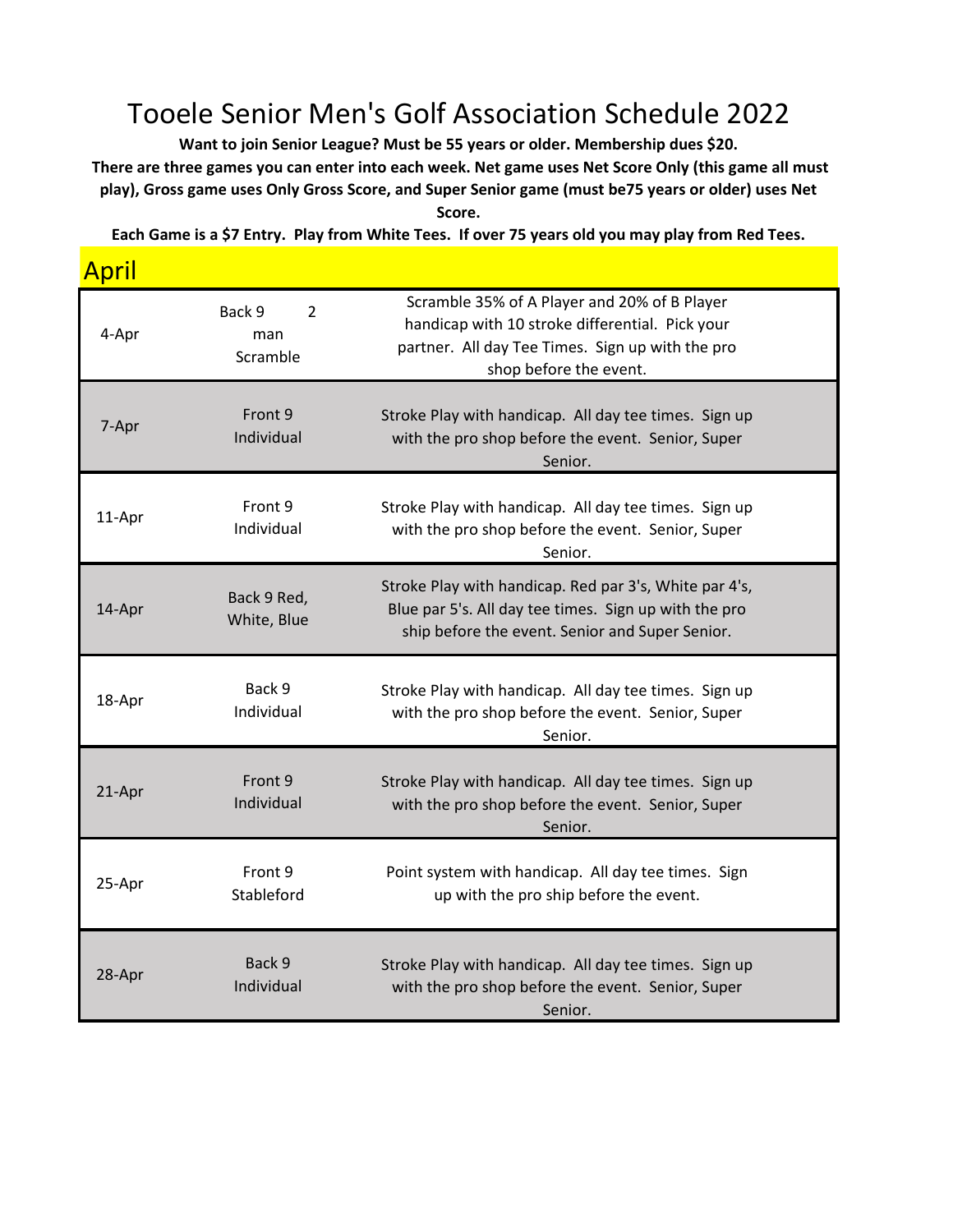# Tooele Senior Men's Golf Association Schedule 2022

**Want to join Senior League? Must be 55 years or older. Membership dues $20.**

**There are three games you can enter into each week. Net game uses Net Score Only (this game all must play), Gross game uses Only Gross Score, and Super Senior game (must be75 years or older) uses Net Score.**

**Each Game is a $7 Entry. Play from White Tees. If over 75 years old you may play from Red Tees.**

## April

| Date | Event | Description |
|---|---|---|
| 4-Apr | Back 9 2 man Scramble | Scramble 35% of A Player and 20% of B Player handicap with 10 stroke differential. Pick your partner. All day Tee Times. Sign up with the pro shop before the event. |
| 7-Apr | Front 9 Individual | Stroke Play with handicap. All day tee times. Sign up with the pro shop before the event. Senior, Super Senior. |
| 11-Apr | Front 9 Individual | Stroke Play with handicap. All day tee times. Sign up with the pro shop before the event. Senior, Super Senior. |
| 14-Apr | Back 9 Red, White, Blue | Stroke Play with handicap. Red par 3's, White par 4's, Blue par 5's. All day tee times. Sign up with the pro ship before the event. Senior and Super Senior. |
| 18-Apr | Back 9 Individual | Stroke Play with handicap. All day tee times. Sign up with the pro shop before the event. Senior, Super Senior. |
| 21-Apr | Front 9 Individual | Stroke Play with handicap. All day tee times. Sign up with the pro shop before the event. Senior, Super Senior. |
| 25-Apr | Front 9 Stableford | Point system with handicap. All day tee times. Sign up with the pro ship before the event. |
| 28-Apr | Back 9 Individual | Stroke Play with handicap. All day tee times. Sign up with the pro shop before the event. Senior, Super Senior. |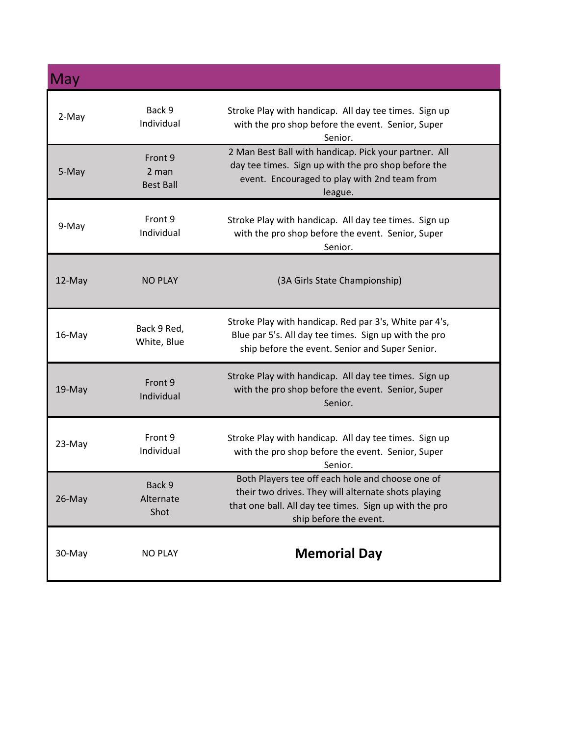## May

| Date | Event | Details |
|---|---|---|
| 2-May | Back 9 Individual | Stroke Play with handicap. All day tee times. Sign up with the pro shop before the event. Senior, Super Senior. |
| 5-May | Front 9 2 man Best Ball | 2 Man Best Ball with handicap. Pick your partner. All day tee times. Sign up with the pro shop before the event. Encouraged to play with 2nd team from league. |
| 9-May | Front 9 Individual | Stroke Play with handicap. All day tee times. Sign up with the pro shop before the event. Senior, Super Senior. |
| 12-May | NO PLAY | (3A Girls State Championship) |
| 16-May | Back 9 Red, White, Blue | Stroke Play with handicap. Red par 3's, White par 4's, Blue par 5's. All day tee times. Sign up with the pro ship before the event. Senior and Super Senior. |
| 19-May | Front 9 Individual | Stroke Play with handicap. All day tee times. Sign up with the pro shop before the event. Senior, Super Senior. |
| 23-May | Front 9 Individual | Stroke Play with handicap. All day tee times. Sign up with the pro shop before the event. Senior, Super Senior. |
| 26-May | Back 9 Alternate Shot | Both Players tee off each hole and choose one of their two drives. They will alternate shots playing that one ball. All day tee times. Sign up with the pro ship before the event. |
| 30-May | NO PLAY | **Memorial Day** |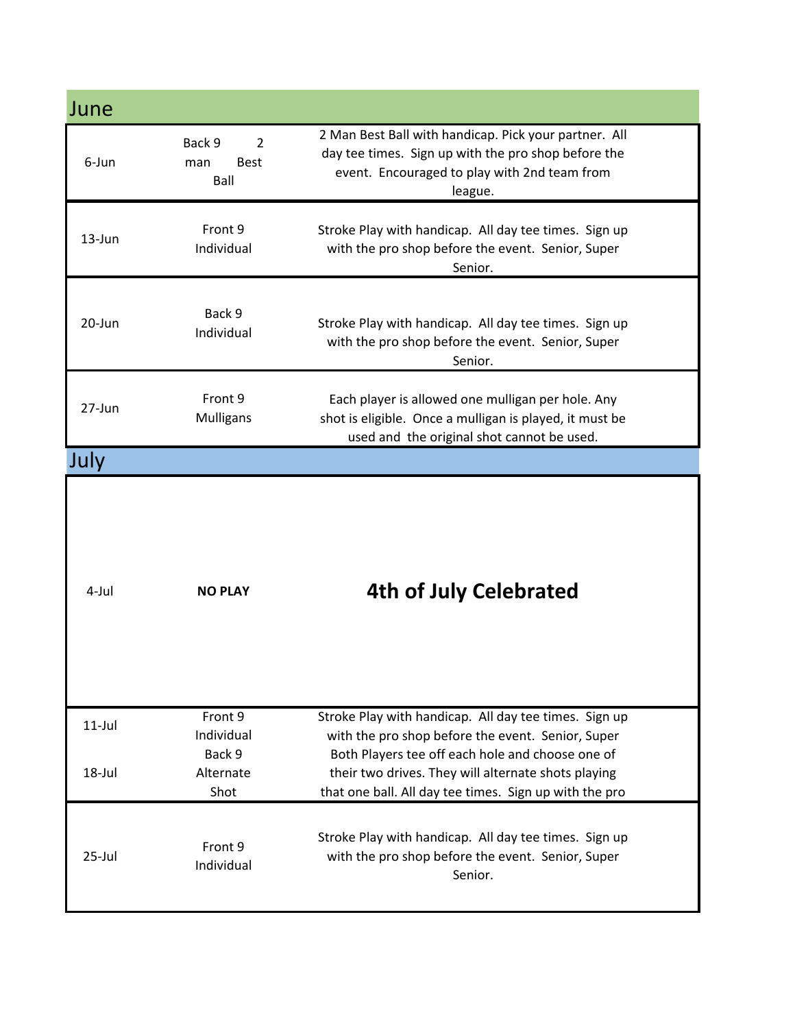## June

| | | |
|---|---|---|
| 6-Jun | Back 9 2 man Best Ball | 2 Man Best Ball with handicap. Pick your partner. All day tee times. Sign up with the pro shop before the event. Encouraged to play with 2nd team from league. |
| 13-Jun | Front 9 Individual | Stroke Play with handicap. All day tee times. Sign up with the pro shop before the event. Senior, Super Senior. |
| 20-Jun | Back 9 Individual | Stroke Play with handicap. All day tee times. Sign up with the pro shop before the event. Senior, Super Senior. |
| 27-Jun | Front 9 Mulligans | Each player is allowed one mulligan per hole. Any shot is eligible. Once a mulligan is played, it must be used and the original shot cannot be used. |

## July

| | | |
|---|---|---|
| 4-Jul | **NO PLAY** | **4th of July Celebrated** |
| 11-Jul | Front 9 Individual | Stroke Play with handicap. All day tee times. Sign up with the pro shop before the event. Senior, Super |
| 18-Jul | Back 9 Alternate Shot | Both Players tee off each hole and choose one of their two drives. They will alternate shots playing that one ball. All day tee times. Sign up with the pro |
| 25-Jul | Front 9 Individual | Stroke Play with handicap. All day tee times. Sign up with the pro shop before the event. Senior, Super Senior. |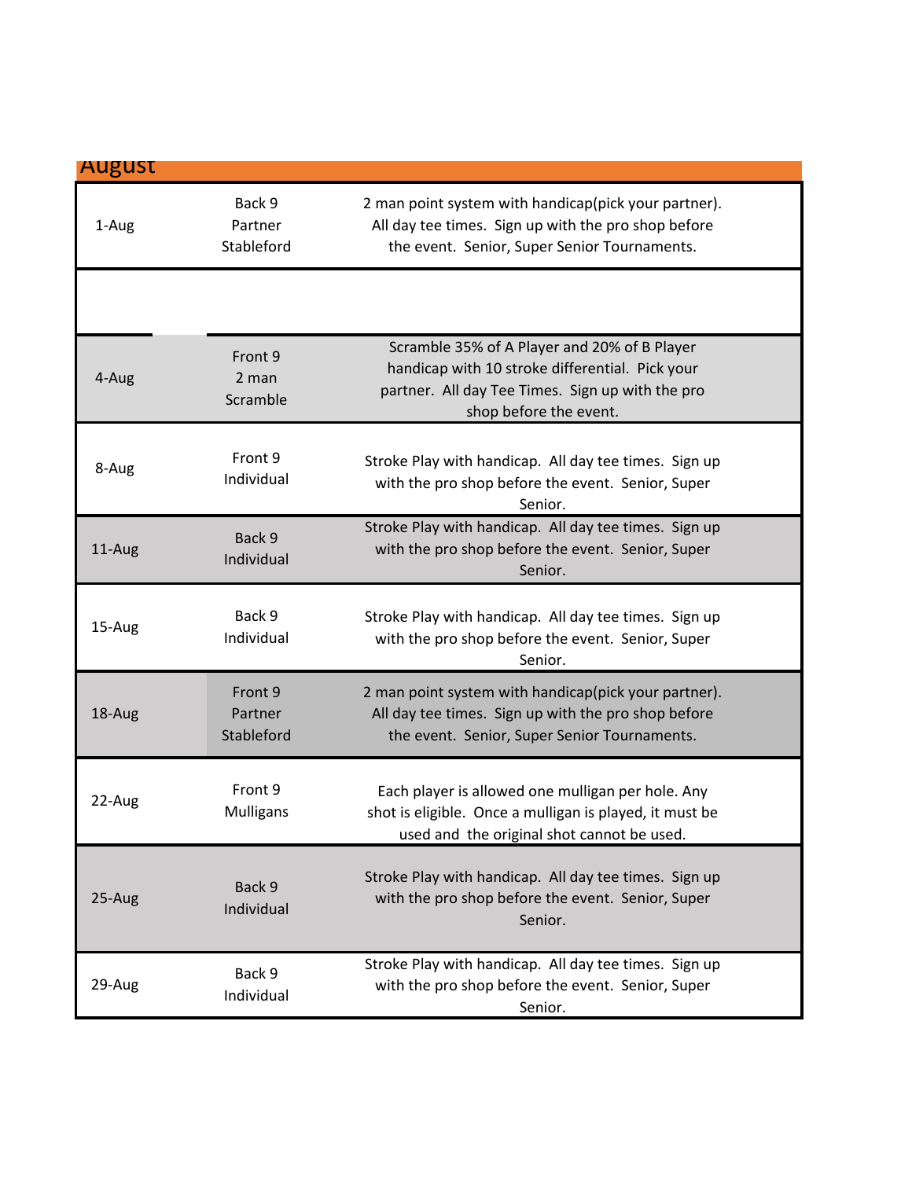## August

| Date | Event | Description |
|---|---|---|
| 1-Aug | Back 9 Partner Stableford | 2 man point system with handicap(pick your partner). All day tee times. Sign up with the pro shop before the event. Senior, Super Senior Tournaments. |
| | | |
| 4-Aug | Front 9 2 man Scramble | Scramble 35% of A Player and 20% of B Player handicap with 10 stroke differential. Pick your partner. All day Tee Times. Sign up with the pro shop before the event. |
| 8-Aug | Front 9 Individual | Stroke Play with handicap. All day tee times. Sign up with the pro shop before the event. Senior, Super Senior. |
| 11-Aug | Back 9 Individual | Stroke Play with handicap. All day tee times. Sign up with the pro shop before the event. Senior, Super Senior. |
| 15-Aug | Back 9 Individual | Stroke Play with handicap. All day tee times. Sign up with the pro shop before the event. Senior, Super Senior. |
| 18-Aug | Front 9 Partner Stableford | 2 man point system with handicap(pick your partner). All day tee times. Sign up with the pro shop before the event. Senior, Super Senior Tournaments. |
| 22-Aug | Front 9 Mulligans | Each player is allowed one mulligan per hole. Any shot is eligible. Once a mulligan is played, it must be used and the original shot cannot be used. |
| 25-Aug | Back 9 Individual | Stroke Play with handicap. All day tee times. Sign up with the pro shop before the event. Senior, Super Senior. |
| 29-Aug | Back 9 Individual | Stroke Play with handicap. All day tee times. Sign up with the pro shop before the event. Senior, Super Senior. |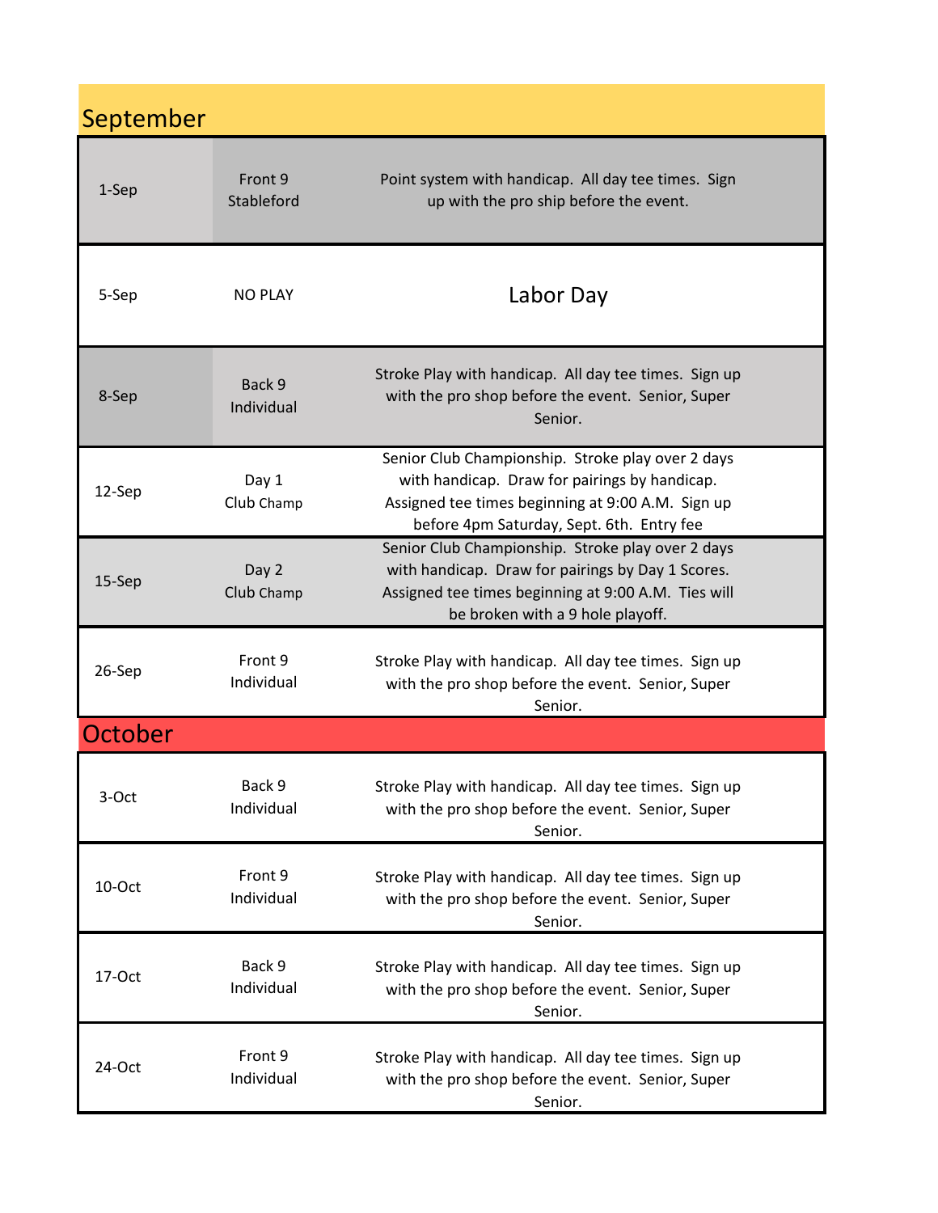## September

| | | |
|---|---|---|
| 1-Sep | Front 9 Stableford | Point system with handicap. All day tee times. Sign up with the pro ship before the event. |
| 5-Sep | NO PLAY | Labor Day |
| 8-Sep | Back 9 Individual | Stroke Play with handicap. All day tee times. Sign up with the pro shop before the event. Senior, Super Senior. |
| 12-Sep | Day 1 Club Champ | Senior Club Championship. Stroke play over 2 days with handicap. Draw for pairings by handicap. Assigned tee times beginning at 9:00 A.M. Sign up before 4pm Saturday, Sept. 6th. Entry fee |
| 15-Sep | Day 2 Club Champ | Senior Club Championship. Stroke play over 2 days with handicap. Draw for pairings by Day 1 Scores. Assigned tee times beginning at 9:00 A.M. Ties will be broken with a 9 hole playoff. |
| 26-Sep | Front 9 Individual | Stroke Play with handicap. All day tee times. Sign up with the pro shop before the event. Senior, Super Senior. |

## October

| | | |
|---|---|---|
| 3-Oct | Back 9 Individual | Stroke Play with handicap. All day tee times. Sign up with the pro shop before the event. Senior, Super Senior. |
| 10-Oct | Front 9 Individual | Stroke Play with handicap. All day tee times. Sign up with the pro shop before the event. Senior, Super Senior. |
| 17-Oct | Back 9 Individual | Stroke Play with handicap. All day tee times. Sign up with the pro shop before the event. Senior, Super Senior. |
| 24-Oct | Front 9 Individual | Stroke Play with handicap. All day tee times. Sign up with the pro shop before the event. Senior, Super Senior. |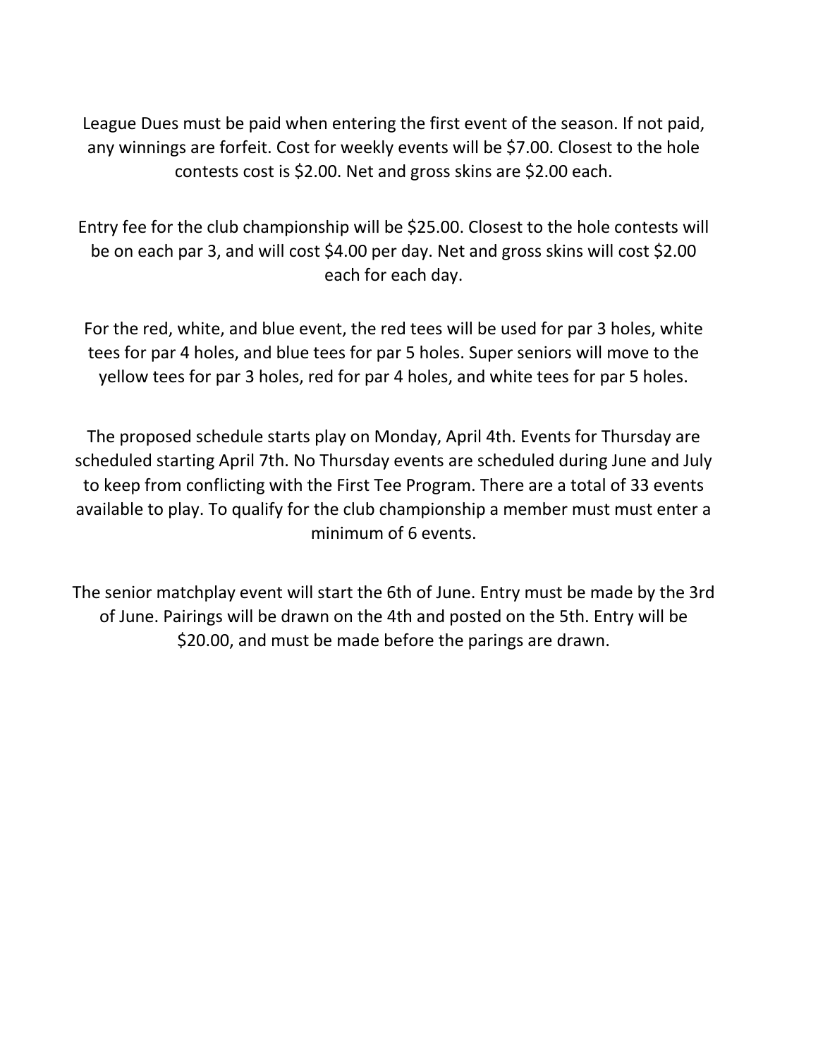League Dues must be paid when entering the first event of the season. If not paid, any winnings are forfeit. Cost for weekly events will be $7.00. Closest to the hole contests cost is $2.00. Net and gross skins are $2.00 each.

Entry fee for the club championship will be $25.00. Closest to the hole contests will be on each par 3, and will cost $4.00 per day. Net and gross skins will cost $2.00 each for each day.

For the red, white, and blue event, the red tees will be used for par 3 holes, white tees for par 4 holes, and blue tees for par 5 holes. Super seniors will move to the yellow tees for par 3 holes, red for par 4 holes, and white tees for par 5 holes.

The proposed schedule starts play on Monday, April 4th. Events for Thursday are scheduled starting April 7th. No Thursday events are scheduled during June and July to keep from conflicting with the First Tee Program. There are a total of 33 events available to play. To qualify for the club championship a member must must enter a minimum of 6 events.

The senior matchplay event will start the 6th of June. Entry must be made by the 3rd of June. Pairings will be drawn on the 4th and posted on the 5th. Entry will be $20.00, and must be made before the parings are drawn.